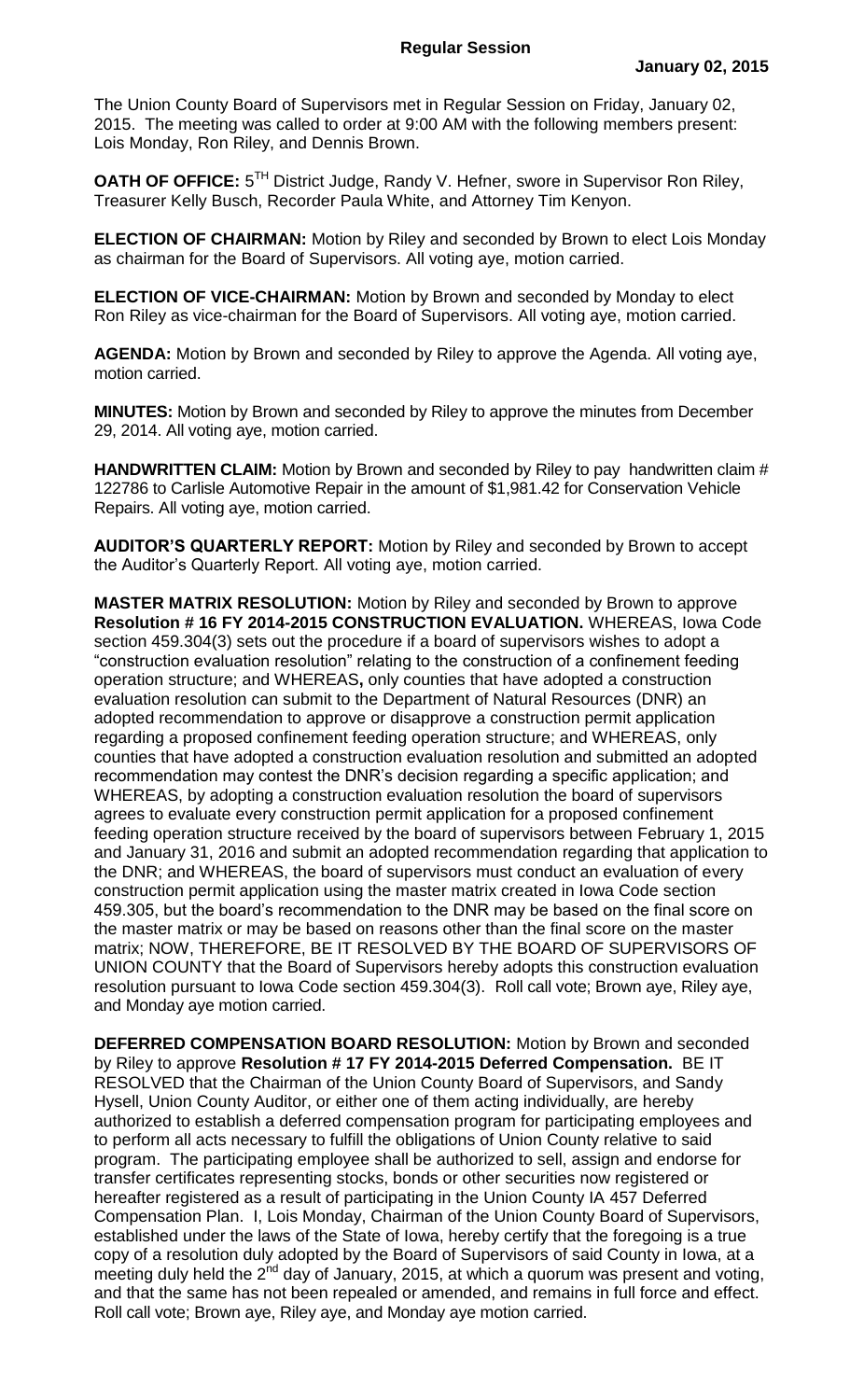**Regular Session**

**January 02, 2015**

The Union County Board of Supervisors met in Regular Session on Friday, January 02, 2015. The meeting was called to order at 9:00 AM with the following members present: Lois Monday, Ron Riley, and Dennis Brown.

**OATH OF OFFICE:** $5^{TH}$ District Judge, Randy V. Hefner, swore in Supervisor Ron Riley, Treasurer Kelly Busch, Recorder Paula White, and Attorney Tim Kenyon.

**ELECTION OF CHAIRMAN:** Motion by Riley and seconded by Brown to elect Lois Monday as chairman for the Board of Supervisors. All voting aye, motion carried.

**ELECTION OF VICE-CHAIRMAN:** Motion by Brown and seconded by Monday to elect Ron Riley as vice-chairman for the Board of Supervisors. All voting aye, motion carried.

**AGENDA:** Motion by Brown and seconded by Riley to approve the Agenda. All voting aye, motion carried.

**MINUTES:** Motion by Brown and seconded by Riley to approve the minutes from December 29, 2014. All voting aye, motion carried.

**HANDWRITTEN CLAIM:** Motion by Brown and seconded by Riley to pay handwritten claim # 122786 to Carlisle Automotive Repair in the amount of $1,981.42 for Conservation Vehicle Repairs. All voting aye, motion carried.

**AUDITOR'S QUARTERLY REPORT:** Motion by Riley and seconded by Brown to accept the Auditor's Quarterly Report. All voting aye, motion carried.

**MASTER MATRIX RESOLUTION:** Motion by Riley and seconded by Brown to approve **Resolution # 16 FY 2014-2015 CONSTRUCTION EVALUATION.** WHEREAS, Iowa Code section 459.304(3) sets out the procedure if a board of supervisors wishes to adopt a "construction evaluation resolution" relating to the construction of a confinement feeding operation structure; and WHEREAS**,** only counties that have adopted a construction evaluation resolution can submit to the Department of Natural Resources (DNR) an adopted recommendation to approve or disapprove a construction permit application regarding a proposed confinement feeding operation structure; and WHEREAS, only counties that have adopted a construction evaluation resolution and submitted an adopted recommendation may contest the DNR's decision regarding a specific application; and WHEREAS, by adopting a construction evaluation resolution the board of supervisors agrees to evaluate every construction permit application for a proposed confinement feeding operation structure received by the board of supervisors between February 1, 2015 and January 31, 2016 and submit an adopted recommendation regarding that application to the DNR; and WHEREAS, the board of supervisors must conduct an evaluation of every construction permit application using the master matrix created in Iowa Code section 459.305, but the board's recommendation to the DNR may be based on the final score on the master matrix or may be based on reasons other than the final score on the master matrix; NOW, THEREFORE, BE IT RESOLVED BY THE BOARD OF SUPERVISORS OF UNION COUNTY that the Board of Supervisors hereby adopts this construction evaluation resolution pursuant to Iowa Code section 459.304(3). Roll call vote; Brown aye, Riley aye, and Monday aye motion carried.

**DEFERRED COMPENSATION BOARD RESOLUTION:** Motion by Brown and seconded by Riley to approve **Resolution # 17 FY 2014-2015 Deferred Compensation.** BE IT RESOLVED that the Chairman of the Union County Board of Supervisors, and Sandy Hysell, Union County Auditor, or either one of them acting individually, are hereby authorized to establish a deferred compensation program for participating employees and to perform all acts necessary to fulfill the obligations of Union County relative to said program. The participating employee shall be authorized to sell, assign and endorse for transfer certificates representing stocks, bonds or other securities now registered or hereafter registered as a result of participating in the Union County IA 457 Deferred Compensation Plan. I, Lois Monday, Chairman of the Union County Board of Supervisors, established under the laws of the State of Iowa, hereby certify that the foregoing is a true copy of a resolution duly adopted by the Board of Supervisors of said County in Iowa, at a meeting duly held the $2^{nd}$ day of January, 2015, at which a quorum was present and voting, and that the same has not been repealed or amended, and remains in full force and effect. Roll call vote; Brown aye, Riley aye, and Monday aye motion carried.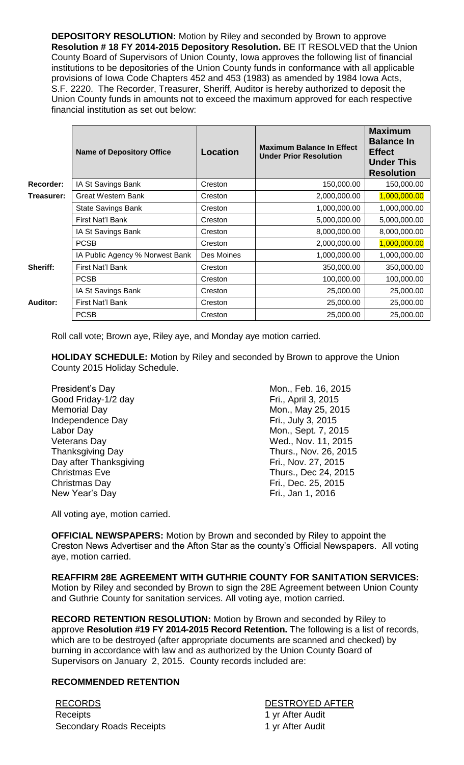**DEPOSITORY RESOLUTION:** Motion by Riley and seconded by Brown to approve **Resolution # 18 FY 2014-2015 Depository Resolution.** BE IT RESOLVED that the Union County Board of Supervisors of Union County, Iowa approves the following list of financial institutions to be depositories of the Union County funds in conformance with all applicable provisions of Iowa Code Chapters 452 and 453 (1983) as amended by 1984 Iowa Acts, S.F. 2220. The Recorder, Treasurer, Sheriff, Auditor is hereby authorized to deposit the Union County funds in amounts not to exceed the maximum approved for each respective financial institution as set out below:

| | Name of Depository Office | Location | Maximum Balance In Effect Under Prior Resolution | Maximum Balance In Effect Under This Resolution |
|---|---|---|---|---|
| **Recorder:** | IA St Savings Bank | Creston | 150,000.00 | 150,000.00 |
| **Treasurer:** | Great Western Bank | Creston | 2,000,000.00 | 1,000,000.00 |
| | State Savings Bank | Creston | 1,000,000.00 | 1,000,000.00 |
| | First Nat'l Bank | Creston | 5,000,000.00 | 5,000,000.00 |
| | IA St Savings Bank | Creston | 8,000,000.00 | 8,000,000.00 |
| | PCSB | Creston | 2,000,000.00 | 1,000,000.00 |
| | IA Public Agency % Norwest Bank | Des Moines | 1,000,000.00 | 1,000,000.00 |
| **Sheriff:** | First Nat'l Bank | Creston | 350,000.00 | 350,000.00 |
| | PCSB | Creston | 100,000.00 | 100,000.00 |
| | IA St Savings Bank | Creston | 25,000.00 | 25,000.00 |
| **Auditor:** | First Nat'l Bank | Creston | 25,000.00 | 25,000.00 |
| | PCSB | Creston | 25,000.00 | 25,000.00 |

Roll call vote; Brown aye, Riley aye, and Monday aye motion carried.

**HOLIDAY SCHEDULE:** Motion by Riley and seconded by Brown to approve the Union County 2015 Holiday Schedule.

| | |
|---|---|
| President's Day | Mon., Feb. 16, 2015 |
| Good Friday-1/2 day | Fri., April 3, 2015 |
| Memorial Day | Mon., May 25, 2015 |
| Independence Day | Fri., July 3, 2015 |
| Labor Day | Mon., Sept. 7, 2015 |
| Veterans Day | Wed., Nov. 11, 2015 |
| Thanksgiving Day | Thurs., Nov. 26, 2015 |
| Day after Thanksgiving | Fri., Nov. 27, 2015 |
| Christmas Eve | Thurs., Dec 24, 2015 |
| Christmas Day | Fri., Dec. 25, 2015 |
| New Year's Day | Fri., Jan 1, 2016 |

All voting aye, motion carried.

**OFFICIAL NEWSPAPERS:** Motion by Brown and seconded by Riley to appoint the Creston News Advertiser and the Afton Star as the county's Official Newspapers. All voting aye, motion carried.

**REAFFIRM 28E AGREEMENT WITH GUTHRIE COUNTY FOR SANITATION SERVICES:** Motion by Riley and seconded by Brown to sign the 28E Agreement between Union County and Guthrie County for sanitation services. All voting aye, motion carried.

**RECORD RETENTION RESOLUTION:** Motion by Brown and seconded by Riley to approve **Resolution #19 FY 2014-2015 Record Retention.** The following is a list of records, which are to be destroyed (after appropriate documents are scanned and checked) by burning in accordance with law and as authorized by the Union County Board of Supervisors on January 2, 2015. County records included are:

**RECOMMENDED RETENTION**

| RECORDS | DESTROYED AFTER |
|---|---|
| Receipts | 1 yr After Audit |
| Secondary Roads Receipts | 1 yr After Audit |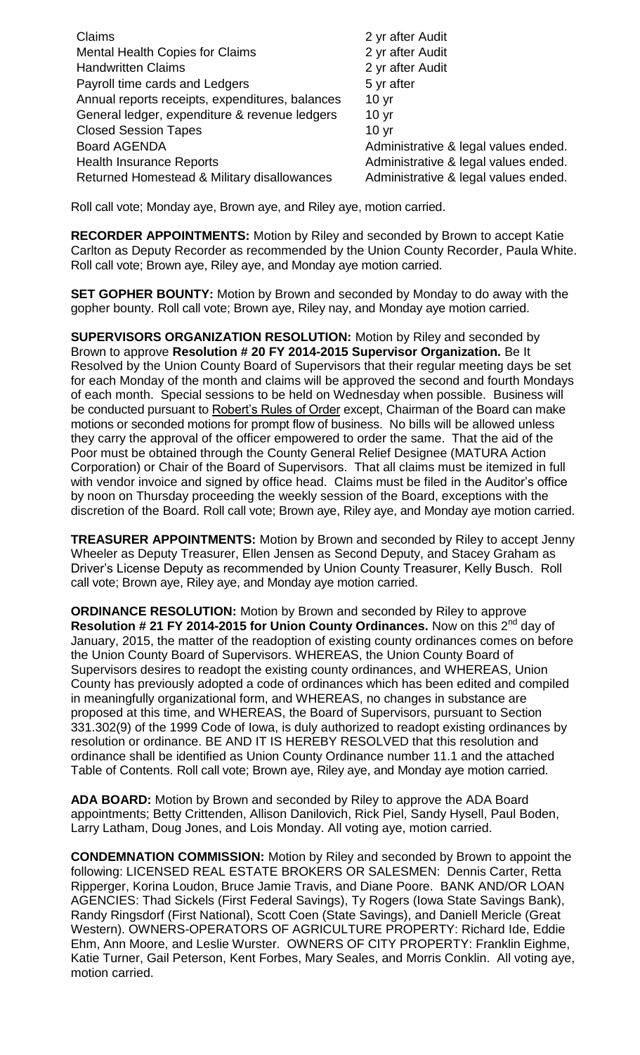| | |
|---|---|
| Claims | 2 yr after Audit |
| Mental Health Copies for Claims | 2 yr after Audit |
| Handwritten Claims | 2 yr after Audit |
| Payroll time cards and Ledgers | 5 yr after |
| Annual reports receipts, expenditures, balances | 10 yr |
| General ledger, expenditure & revenue ledgers | 10 yr |
| Closed Session Tapes | 10 yr |
| Board AGENDA | Administrative & legal values ended. |
| Health Insurance Reports | Administrative & legal values ended. |
| Returned Homestead & Military disallowances | Administrative & legal values ended. |

Roll call vote; Monday aye, Brown aye, and Riley aye, motion carried.

**RECORDER APPOINTMENTS:** Motion by Riley and seconded by Brown to accept Katie Carlton as Deputy Recorder as recommended by the Union County Recorder, Paula White. Roll call vote; Brown aye, Riley aye, and Monday aye motion carried.

**SET GOPHER BOUNTY:** Motion by Brown and seconded by Monday to do away with the gopher bounty. Roll call vote; Brown aye, Riley nay, and Monday aye motion carried.

**SUPERVISORS ORGANIZATION RESOLUTION:** Motion by Riley and seconded by Brown to approve **Resolution # 20 FY 2014-2015 Supervisor Organization.** Be It Resolved by the Union County Board of Supervisors that their regular meeting days be set for each Monday of the month and claims will be approved the second and fourth Mondays of each month. Special sessions to be held on Wednesday when possible. Business will be conducted pursuant to Robert's Rules of Order except, Chairman of the Board can make motions or seconded motions for prompt flow of business. No bills will be allowed unless they carry the approval of the officer empowered to order the same. That the aid of the Poor must be obtained through the County General Relief Designee (MATURA Action Corporation) or Chair of the Board of Supervisors. That all claims must be itemized in full with vendor invoice and signed by office head. Claims must be filed in the Auditor's office by noon on Thursday proceeding the weekly session of the Board, exceptions with the discretion of the Board. Roll call vote; Brown aye, Riley aye, and Monday aye motion carried.

**TREASURER APPOINTMENTS:** Motion by Brown and seconded by Riley to accept Jenny Wheeler as Deputy Treasurer, Ellen Jensen as Second Deputy, and Stacey Graham as Driver's License Deputy as recommended by Union County Treasurer, Kelly Busch. Roll call vote; Brown aye, Riley aye, and Monday aye motion carried.

**ORDINANCE RESOLUTION:** Motion by Brown and seconded by Riley to approve **Resolution # 21 FY 2014-2015 for Union County Ordinances.** Now on this 2nd day of January, 2015, the matter of the readoption of existing county ordinances comes on before the Union County Board of Supervisors. WHEREAS, the Union County Board of Supervisors desires to readopt the existing county ordinances, and WHEREAS, Union County has previously adopted a code of ordinances which has been edited and compiled in meaningfully organizational form, and WHEREAS, no changes in substance are proposed at this time, and WHEREAS, the Board of Supervisors, pursuant to Section 331.302(9) of the 1999 Code of Iowa, is duly authorized to readopt existing ordinances by resolution or ordinance. BE AND IT IS HEREBY RESOLVED that this resolution and ordinance shall be identified as Union County Ordinance number 11.1 and the attached Table of Contents. Roll call vote; Brown aye, Riley aye, and Monday aye motion carried.

**ADA BOARD:** Motion by Brown and seconded by Riley to approve the ADA Board appointments; Betty Crittenden, Allison Danilovich, Rick Piel, Sandy Hysell, Paul Boden, Larry Latham, Doug Jones, and Lois Monday. All voting aye, motion carried.

**CONDEMNATION COMMISSION:** Motion by Riley and seconded by Brown to appoint the following: LICENSED REAL ESTATE BROKERS OR SALESMEN: Dennis Carter, Retta Ripperger, Korina Loudon, Bruce Jamie Travis, and Diane Poore. BANK AND/OR LOAN AGENCIES: Thad Sickels (First Federal Savings), Ty Rogers (Iowa State Savings Bank), Randy Ringsdorf (First National), Scott Coen (State Savings), and Daniell Mericle (Great Western). OWNERS-OPERATORS OF AGRICULTURE PROPERTY: Richard Ide, Eddie Ehm, Ann Moore, and Leslie Wurster. OWNERS OF CITY PROPERTY: Franklin Eighme, Katie Turner, Gail Peterson, Kent Forbes, Mary Seales, and Morris Conklin. All voting aye, motion carried.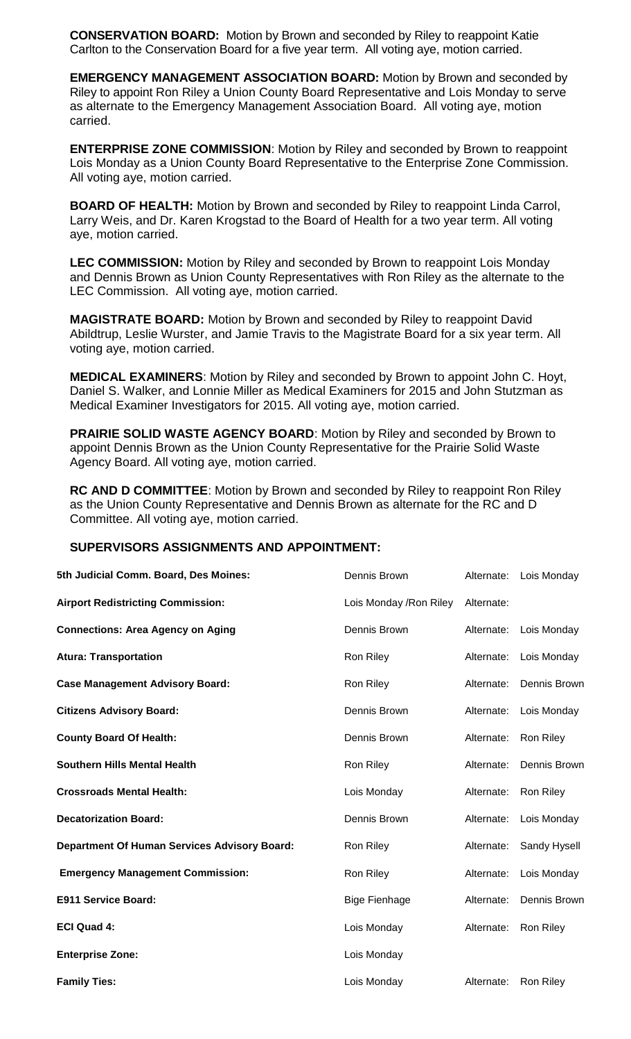**CONSERVATION BOARD:** Motion by Brown and seconded by Riley to reappoint Katie Carlton to the Conservation Board for a five year term. All voting aye, motion carried.

**EMERGENCY MANAGEMENT ASSOCIATION BOARD:** Motion by Brown and seconded by Riley to appoint Ron Riley a Union County Board Representative and Lois Monday to serve as alternate to the Emergency Management Association Board. All voting aye, motion carried.

**ENTERPRISE ZONE COMMISSION**: Motion by Riley and seconded by Brown to reappoint Lois Monday as a Union County Board Representative to the Enterprise Zone Commission. All voting aye, motion carried.

**BOARD OF HEALTH:** Motion by Brown and seconded by Riley to reappoint Linda Carrol, Larry Weis, and Dr. Karen Krogstad to the Board of Health for a two year term. All voting aye, motion carried.

**LEC COMMISSION:** Motion by Riley and seconded by Brown to reappoint Lois Monday and Dennis Brown as Union County Representatives with Ron Riley as the alternate to the LEC Commission. All voting aye, motion carried.

**MAGISTRATE BOARD:** Motion by Brown and seconded by Riley to reappoint David Abildtrup, Leslie Wurster, and Jamie Travis to the Magistrate Board for a six year term. All voting aye, motion carried.

**MEDICAL EXAMINERS**: Motion by Riley and seconded by Brown to appoint John C. Hoyt, Daniel S. Walker, and Lonnie Miller as Medical Examiners for 2015 and John Stutzman as Medical Examiner Investigators for 2015. All voting aye, motion carried.

**PRAIRIE SOLID WASTE AGENCY BOARD**: Motion by Riley and seconded by Brown to appoint Dennis Brown as the Union County Representative for the Prairie Solid Waste Agency Board. All voting aye, motion carried.

**RC AND D COMMITTEE**: Motion by Brown and seconded by Riley to reappoint Ron Riley as the Union County Representative and Dennis Brown as alternate for the RC and D Committee. All voting aye, motion carried.

**SUPERVISORS ASSIGNMENTS AND APPOINTMENT:**

| | | | |
|---|---|---|---|
| **5th Judicial Comm. Board, Des Moines:** | Dennis Brown | Alternate: | Lois Monday |
| **Airport Redistricting Commission:** | Lois Monday /Ron Riley | Alternate: | |
| **Connections: Area Agency on Aging** | Dennis Brown | Alternate: | Lois Monday |
| **Atura: Transportation** | Ron Riley | Alternate: | Lois Monday |
| **Case Management Advisory Board:** | Ron Riley | Alternate: | Dennis Brown |
| **Citizens Advisory Board:** | Dennis Brown | Alternate: | Lois Monday |
| **County Board Of Health:** | Dennis Brown | Alternate: | Ron Riley |
| **Southern Hills Mental Health** | Ron Riley | Alternate: | Dennis Brown |
| **Crossroads Mental Health:** | Lois Monday | Alternate: | Ron Riley |
| **Decatorization Board:** | Dennis Brown | Alternate: | Lois Monday |
| **Department Of Human Services Advisory Board:** | Ron Riley | Alternate: | Sandy Hysell |
| **Emergency Management Commission:** | Ron Riley | Alternate: | Lois Monday |
| **E911 Service Board:** | Bige Fienhage | Alternate: | Dennis Brown |
| **ECI Quad 4:** | Lois Monday | Alternate: | Ron Riley |
| **Enterprise Zone:** | Lois Monday | | |
| **Family Ties:** | Lois Monday | Alternate: | Ron Riley |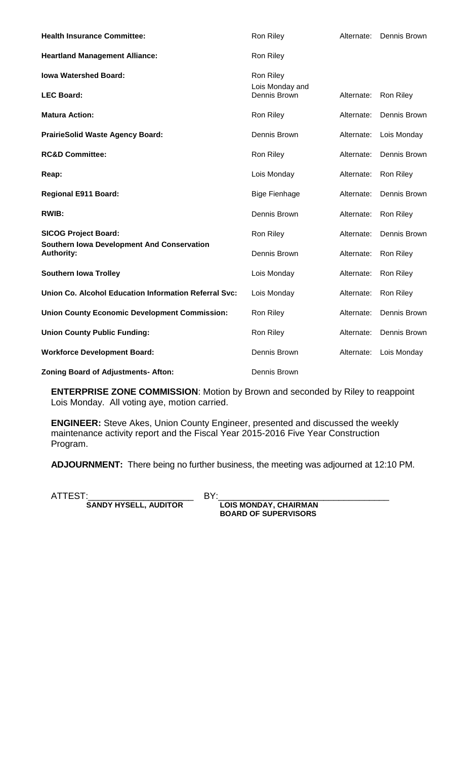| | | | |
|---|---|---|---|
| **Health Insurance Committee:** | Ron Riley | Alternate: | Dennis Brown |
| **Heartland Management Alliance:** | Ron Riley | | |
| **Iowa Watershed Board:** | Ron Riley | | |
| **LEC Board:** | Lois Monday and Dennis Brown | Alternate: | Ron Riley |
| **Matura Action:** | Ron Riley | Alternate: | Dennis Brown |
| **PrairieSolid Waste Agency Board:** | Dennis Brown | Alternate: | Lois Monday |
| **RC&D Committee:** | Ron Riley | Alternate: | Dennis Brown |
| **Reap:** | Lois Monday | Alternate: | Ron Riley |
| **Regional E911 Board:** | Bige Fienhage | Alternate: | Dennis Brown |
| **RWIB:** | Dennis Brown | Alternate: | Ron Riley |
| **SICOG Project Board:** | Ron Riley | Alternate: | Dennis Brown |
| **Southern Iowa Development And Conservation Authority:** | Dennis Brown | Alternate: | Ron Riley |
| **Southern Iowa Trolley** | Lois Monday | Alternate: | Ron Riley |
| **Union Co. Alcohol Education Information Referral Svc:** | Lois Monday | Alternate: | Ron Riley |
| **Union County Economic Development Commission:** | Ron Riley | Alternate: | Dennis Brown |
| **Union County Public Funding:** | Ron Riley | Alternate: | Dennis Brown |
| **Workforce Development Board:** | Dennis Brown | Alternate: | Lois Monday |
| **Zoning Board of Adjustments- Afton:** | Dennis Brown | | |

**ENTERPRISE ZONE COMMISSION**: Motion by Brown and seconded by Riley to reappoint Lois Monday. All voting aye, motion carried.

**ENGINEER:** Steve Akes, Union County Engineer, presented and discussed the weekly maintenance activity report and the Fiscal Year 2015-2016 Five Year Construction Program.

**ADJOURNMENT:** There being no further business, the meeting was adjourned at 12:10 PM.

ATTEST:______________________ BY:___________________________________

**SANDY HYSELL, AUDITOR** **LOIS MONDAY, CHAIRMAN**
**BOARD OF SUPERVISORS**